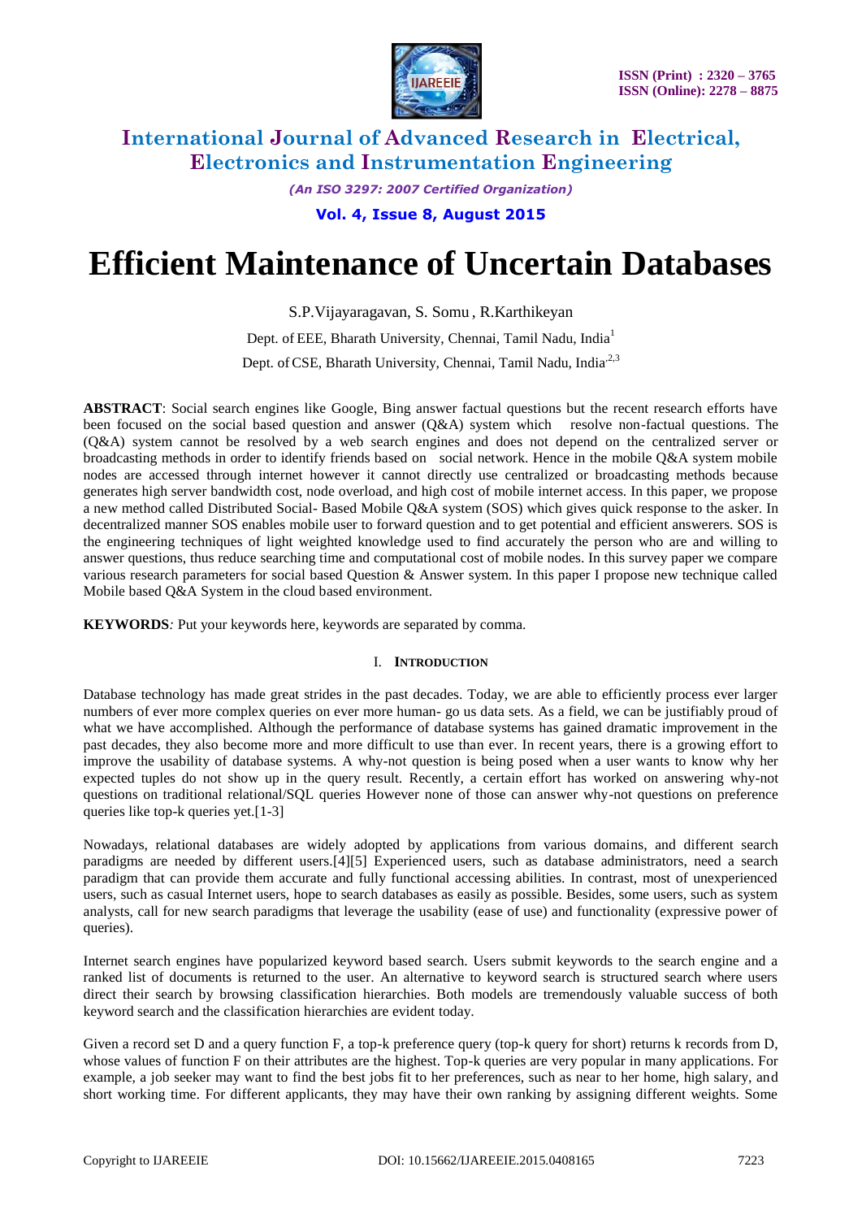# Efficient Maintenance of Uncertain Databases

S.P.Vijayaragavan, S. Somu , R.Karthikeyan

Dept. of EEE, Bharath University, Chennai, Tamil Nadu, India[1]

Dept. of CSE, Bharath University, Chennai, Tamil Nadu, India[,2,3]

**ABSTRACT**: Social search engines like Google, Bing answer factual questions but the recent research efforts have been focused on the social based question and answer (Q&A) system which resolve non-factual questions. The (Q&A) system cannot be resolved by a web search engines and does not depend on the centralized server or broadcasting methods in order to identify friends based on social network. Hence in the mobile Q&A system mobile nodes are accessed through internet however it cannot directly use centralized or broadcasting methods because generates high server bandwidth cost, node overload, and high cost of mobile internet access. In this paper, we propose a new method called Distributed Social- Based Mobile Q&A system (SOS) which gives quick response to the asker. In decentralized manner SOS enables mobile user to forward question and to get potential and efficient answerers. SOS is the engineering techniques of light weighted knowledge used to find accurately the person who are and willing to answer questions, thus reduce searching time and computational cost of mobile nodes. In this survey paper we compare various research parameters for social based Question & Answer system. In this paper I propose new technique called Mobile based Q&A System in the cloud based environment.

**KEYWORDS***:* Put your keywords here, keywords are separated by comma.

## I. INTRODUCTION

Database technology has made great strides in the past decades. Today, we are able to efficiently process ever larger numbers of ever more complex queries on ever more human- go us data sets. As a field, we can be justifiably proud of what we have accomplished. Although the performance of database systems has gained dramatic improvement in the past decades, they also become more and more difficult to use than ever. In recent years, there is a growing effort to improve the usability of database systems. A why-not question is being posed when a user wants to know why her expected tuples do not show up in the query result. Recently, a certain effort has worked on answering why-not questions on traditional relational/SQL queries However none of those can answer why-not questions on preference queries like top-k queries yet.[1-3]

Nowadays, relational databases are widely adopted by applications from various domains, and different search paradigms are needed by different users.[4][5] Experienced users, such as database administrators, need a search paradigm that can provide them accurate and fully functional accessing abilities. In contrast, most of unexperienced users, such as casual Internet users, hope to search databases as easily as possible. Besides, some users, such as system analysts, call for new search paradigms that leverage the usability (ease of use) and functionality (expressive power of queries).

Internet search engines have popularized keyword based search. Users submit keywords to the search engine and a ranked list of documents is returned to the user. An alternative to keyword search is structured search where users direct their search by browsing classification hierarchies. Both models are tremendously valuable success of both keyword search and the classification hierarchies are evident today.

Given a record set D and a query function F, a top-k preference query (top-k query for short) returns k records from D, whose values of function F on their attributes are the highest. Top-k queries are very popular in many applications. For example, a job seeker may want to find the best jobs fit to her preferences, such as near to her home, high salary, and short working time. For different applicants, they may have their own ranking by assigning different weights. Some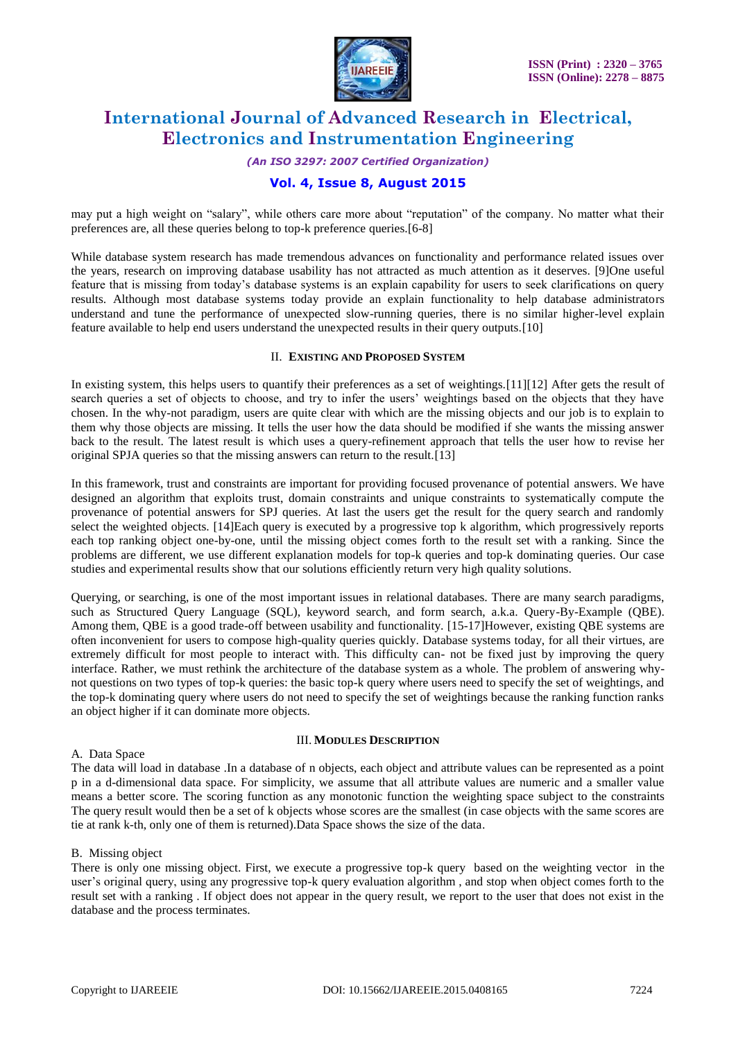may put a high weight on "salary", while others care more about "reputation" of the company. No matter what their preferences are, all these queries belong to top-k preference queries.[6-8]

While database system research has made tremendous advances on functionality and performance related issues over the years, research on improving database usability has not attracted as much attention as it deserves. [9]One useful feature that is missing from today's database systems is an explain capability for users to seek clarifications on query results. Although most database systems today provide an explain functionality to help database administrators understand and tune the performance of unexpected slow-running queries, there is no similar higher-level explain feature available to help end users understand the unexpected results in their query outputs.[10]

## II. Existing and Proposed System

In existing system, this helps users to quantify their preferences as a set of weightings.[11][12] After gets the result of search queries a set of objects to choose, and try to infer the users' weightings based on the objects that they have chosen. In the why-not paradigm, users are quite clear with which are the missing objects and our job is to explain to them why those objects are missing. It tells the user how the data should be modified if she wants the missing answer back to the result. The latest result is which uses a query-refinement approach that tells the user how to revise her original SPJA queries so that the missing answers can return to the result.[13]

In this framework, trust and constraints are important for providing focused provenance of potential answers. We have designed an algorithm that exploits trust, domain constraints and unique constraints to systematically compute the provenance of potential answers for SPJ queries. At last the users get the result for the query search and randomly select the weighted objects. [14]Each query is executed by a progressive top k algorithm, which progressively reports each top ranking object one-by-one, until the missing object comes forth to the result set with a ranking. Since the problems are different, we use different explanation models for top-k queries and top-k dominating queries. Our case studies and experimental results show that our solutions efficiently return very high quality solutions.

Querying, or searching, is one of the most important issues in relational databases. There are many search paradigms, such as Structured Query Language (SQL), keyword search, and form search, a.k.a. Query-By-Example (QBE). Among them, QBE is a good trade-off between usability and functionality. [15-17]However, existing QBE systems are often inconvenient for users to compose high-quality queries quickly. Database systems today, for all their virtues, are extremely difficult for most people to interact with. This difficulty can- not be fixed just by improving the query interface. Rather, we must rethink the architecture of the database system as a whole. The problem of answering why-not questions on two types of top-k queries: the basic top-k query where users need to specify the set of weightings, and the top-k dominating query where users do not need to specify the set of weightings because the ranking function ranks an object higher if it can dominate more objects.

## III. Modules Description

### A. Data Space

The data will load in database .In a database of n objects, each object and attribute values can be represented as a point p in a d-dimensional data space. For simplicity, we assume that all attribute values are numeric and a smaller value means a better score. The scoring function as any monotonic function the weighting space subject to the constraints The query result would then be a set of k objects whose scores are the smallest (in case objects with the same scores are tie at rank k-th, only one of them is returned).Data Space shows the size of the data.

### B. Missing object

There is only one missing object. First, we execute a progressive top-k query based on the weighting vector in the user's original query, using any progressive top-k query evaluation algorithm , and stop when object comes forth to the result set with a ranking . If object does not appear in the query result, we report to the user that does not exist in the database and the process terminates.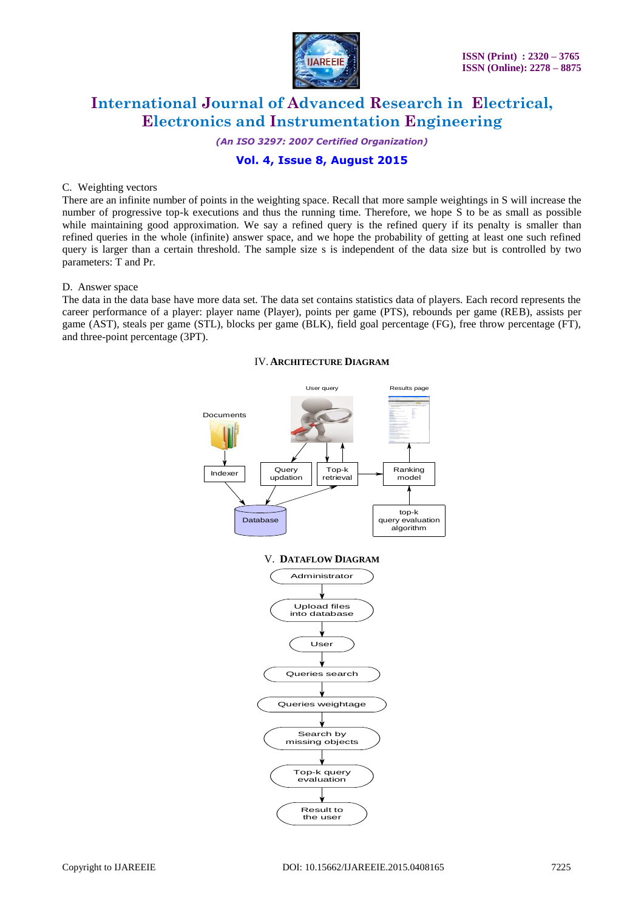C. Weighting vectors

There are an infinite number of points in the weighting space. Recall that more sample weightings in S will increase the number of progressive top-k executions and thus the running time. Therefore, we hope S to be as small as possible while maintaining good approximation. We say a refined query is the refined query if its penalty is smaller than refined queries in the whole (infinite) answer space, and we hope the probability of getting at least one such refined query is larger than a certain threshold. The sample size s is independent of the data size but is controlled by two parameters: T and Pr.

D. Answer space

The data in the data base have more data set. The data set contains statistics data of players. Each record represents the career performance of a player: player name (Player), points per game (PTS), rebounds per game (REB), assists per game (AST), steals per game (STL), blocks per game (BLK), field goal percentage (FG), free throw percentage (FT), and three-point percentage (3PT).

## IV. ARCHITECTURE DIAGRAM

## V. DATAFLOW DIAGRAM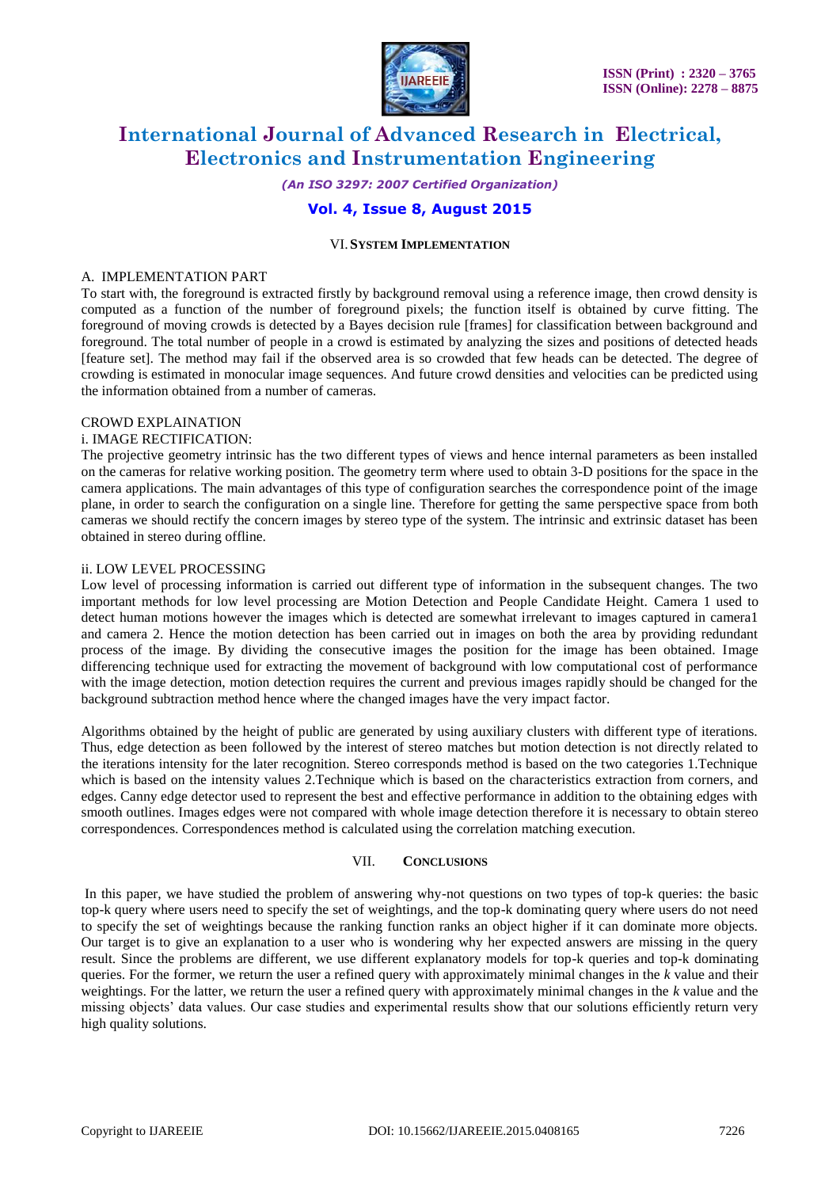## VI. SYSTEM IMPLEMENTATION

### A. IMPLEMENTATION PART

To start with, the foreground is extracted firstly by background removal using a reference image, then crowd density is computed as a function of the number of foreground pixels; the function itself is obtained by curve fitting. The foreground of moving crowds is detected by a Bayes decision rule [frames] for classification between background and foreground. The total number of people in a crowd is estimated by analyzing the sizes and positions of detected heads [feature set]. The method may fail if the observed area is so crowded that few heads can be detected. The degree of crowding is estimated in monocular image sequences. And future crowd densities and velocities can be predicted using the information obtained from a number of cameras.

CROWD EXPLAINATION

i. IMAGE RECTIFICATION:

The projective geometry intrinsic has the two different types of views and hence internal parameters as been installed on the cameras for relative working position. The geometry term where used to obtain 3-D positions for the space in the camera applications. The main advantages of this type of configuration searches the correspondence point of the image plane, in order to search the configuration on a single line. Therefore for getting the same perspective space from both cameras we should rectify the concern images by stereo type of the system. The intrinsic and extrinsic dataset has been obtained in stereo during offline.

ii. LOW LEVEL PROCESSING

Low level of processing information is carried out different type of information in the subsequent changes. The two important methods for low level processing are Motion Detection and People Candidate Height. Camera 1 used to detect human motions however the images which is detected are somewhat irrelevant to images captured in camera1 and camera 2. Hence the motion detection has been carried out in images on both the area by providing redundant process of the image. By dividing the consecutive images the position for the image has been obtained. Image differencing technique used for extracting the movement of background with low computational cost of performance with the image detection, motion detection requires the current and previous images rapidly should be changed for the background subtraction method hence where the changed images have the very impact factor.

Algorithms obtained by the height of public are generated by using auxiliary clusters with different type of iterations. Thus, edge detection as been followed by the interest of stereo matches but motion detection is not directly related to the iterations intensity for the later recognition. Stereo corresponds method is based on the two categories 1.Technique which is based on the intensity values 2.Technique which is based on the characteristics extraction from corners, and edges. Canny edge detector used to represent the best and effective performance in addition to the obtaining edges with smooth outlines. Images edges were not compared with whole image detection therefore it is necessary to obtain stereo correspondences. Correspondences method is calculated using the correlation matching execution.

## VII. CONCLUSIONS

In this paper, we have studied the problem of answering why-not questions on two types of top-k queries: the basic top-k query where users need to specify the set of weightings, and the top-k dominating query where users do not need to specify the set of weightings because the ranking function ranks an object higher if it can dominate more objects. Our target is to give an explanation to a user who is wondering why her expected answers are missing in the query result. Since the problems are different, we use different explanatory models for top-k queries and top-k dominating queries. For the former, we return the user a refined query with approximately minimal changes in the *k* value and their weightings. For the latter, we return the user a refined query with approximately minimal changes in the *k* value and the missing objects' data values. Our case studies and experimental results show that our solutions efficiently return very high quality solutions.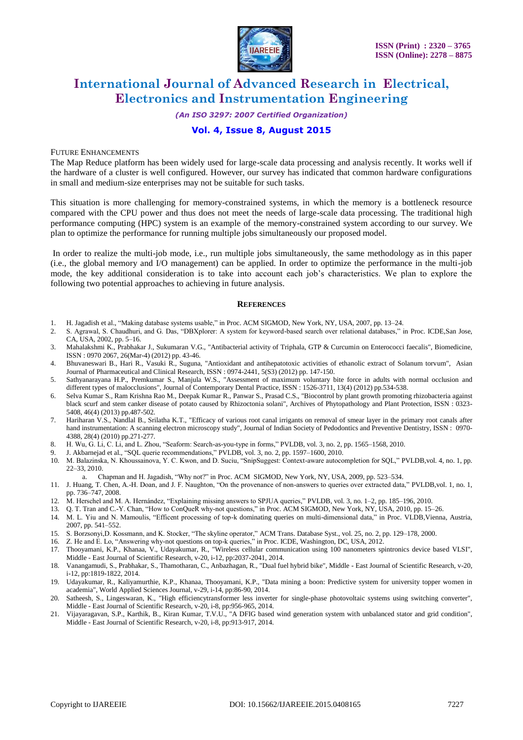FUTURE ENHANCEMENTS

The Map Reduce platform has been widely used for large-scale data processing and analysis recently. It works well if the hardware of a cluster is well configured. However, our survey has indicated that common hardware configurations in small and medium-size enterprises may not be suitable for such tasks.

This situation is more challenging for memory-constrained systems, in which the memory is a bottleneck resource compared with the CPU power and thus does not meet the needs of large-scale data processing. The traditional high performance computing (HPC) system is an example of the memory-constrained system according to our survey. We plan to optimize the performance for running multiple jobs simultaneously our proposed model.

In order to realize the multi-job mode, i.e., run multiple jobs simultaneously, the same methodology as in this paper (i.e., the global memory and I/O management) can be applied. In order to optimize the performance in the multi-job mode, the key additional consideration is to take into account each job's characteristics. We plan to explore the following two potential approaches to achieving in future analysis.

## REFERENCES

1. H. Jagadish et al., "Making database systems usable," in Proc. ACM SIGMOD, New York, NY, USA, 2007, pp. 13–24.
2. S. Agrawal, S. Chaudhuri, and G. Das, "DBXplorer: A system for keyword-based search over relational databases," in Proc. ICDE,San Jose, CA, USA, 2002, pp. 5–16.
3. Mahalakshmi K., Prabhakar J., Sukumaran V.G., "Antibacterial activity of Triphala, GTP & Curcumin on Enterococci faecalis", Biomedicine, ISSN : 0970 2067, 26(Mar-4) (2012) pp. 43-46.
4. Bhuvaneswari B., Hari R., Vasuki R., Suguna, "Antioxidant and antihepatotoxic activities of ethanolic extract of Solanum torvum", Asian Journal of Pharmaceutical and Clinical Research, ISSN : 0974-2441, 5(S3) (2012) pp. 147-150.
5. Sathyanarayana H.P., Premkumar S., Manjula W.S., "Assessment of maximum voluntary bite force in adults with normal occlusion and different types of malocclusions", Journal of Contemporary Dental Practice, ISSN : 1526-3711, 13(4) (2012) pp.534-538.
6. Selva Kumar S., Ram Krishna Rao M., Deepak Kumar R., Panwar S., Prasad C.S., "Biocontrol by plant growth promoting rhizobacteria against black scurf and stem canker disease of potato caused by Rhizoctonia solani", Archives of Phytopathology and Plant Protection, ISSN : 0323-5408, 46(4) (2013) pp.487-502.
7. Hariharan V.S., Nandlal B., Srilatha K.T., "Efficacy of various root canal irrigants on removal of smear layer in the primary root canals after hand instrumentation: A scanning electron microscopy study", Journal of Indian Society of Pedodontics and Preventive Dentistry, ISSN : 0970-4388, 28(4) (2010) pp.271-277.
8. H. Wu, G. Li, C. Li, and L. Zhou, "Seaform: Search-as-you-type in forms," PVLDB, vol. 3, no. 2, pp. 1565–1568, 2010.
9. J. Akbarnejad et al., "SQL querie recommendations," PVLDB, vol. 3, no. 2, pp. 1597–1600, 2010.
10. M. Balazinska, N. Khoussainova, Y. C. Kwon, and D. Suciu, "SnipSuggest: Context-aware autocompletion for SQL," PVLDB,vol. 4, no. 1, pp. 22–33, 2010.
    a. Chapman and H. Jagadish, "Why not?" in Proc. ACM SIGMOD, New York, NY, USA, 2009, pp. 523–534.
11. J. Huang, T. Chen, A.-H. Doan, and J. F. Naughton, "On the provenance of non-answers to queries over extracted data," PVLDB,vol. 1, no. 1, pp. 736–747, 2008.
12. M. Herschel and M. A. Hernández, "Explaining missing answers to SPJUA queries," PVLDB, vol. 3, no. 1–2, pp. 185–196, 2010.
13. Q. T. Tran and C.-Y. Chan, "How to ConQueR why-not questions," in Proc. ACM SIGMOD, New York, NY, USA, 2010, pp. 15–26.
14. M. L. Yiu and N. Mamoulis, "Efficent processing of top-k dominating queries on multi-dimensional data," in Proc. VLDB,Vienna, Austria, 2007, pp. 541–552.
15. S. Borzsonyi,D. Kossmann, and K. Stocker, "The skyline operator," ACM Trans. Database Syst., vol. 25, no. 2, pp. 129–178, 2000.
16. Z. He and E. Lo, "Answering why-not questions on top-k queries," in Proc. ICDE, Washington, DC, USA, 2012.
17. Thooyamani, K.P., Khanaa, V., Udayakumar, R., "Wireless cellular communication using 100 nanometers spintronics device based VLSI", Middle - East Journal of Scientific Research, v-20, i-12, pp:2037-2041, 2014.
18. Vanangamudi, S., Prabhakar, S., Thamotharan, C., Anbazhagan, R., "Dual fuel hybrid bike", Middle - East Journal of Scientific Research, v-20, i-12, pp:1819-1822, 2014.
19. Udayakumar, R., Kaliyamurthie, K.P., Khanaa, Thooyamani, K.P., "Data mining a boon: Predictive system for university topper women in academia", World Applied Sciences Journal, v-29, i-14, pp:86-90, 2014.
20. Satheesh, S., Lingeswaran, K., "High efficiencytransformer less inverter for single-phase photovoltaic systems using switching converter", Middle - East Journal of Scientific Research, v-20, i-8, pp:956-965, 2014.
21. Vijayaragavan, S.P., Karthik, B., Kiran Kumar, T.V.U., "A DFIG based wind generation system with unbalanced stator and grid condition", Middle - East Journal of Scientific Research, v-20, i-8, pp:913-917, 2014.